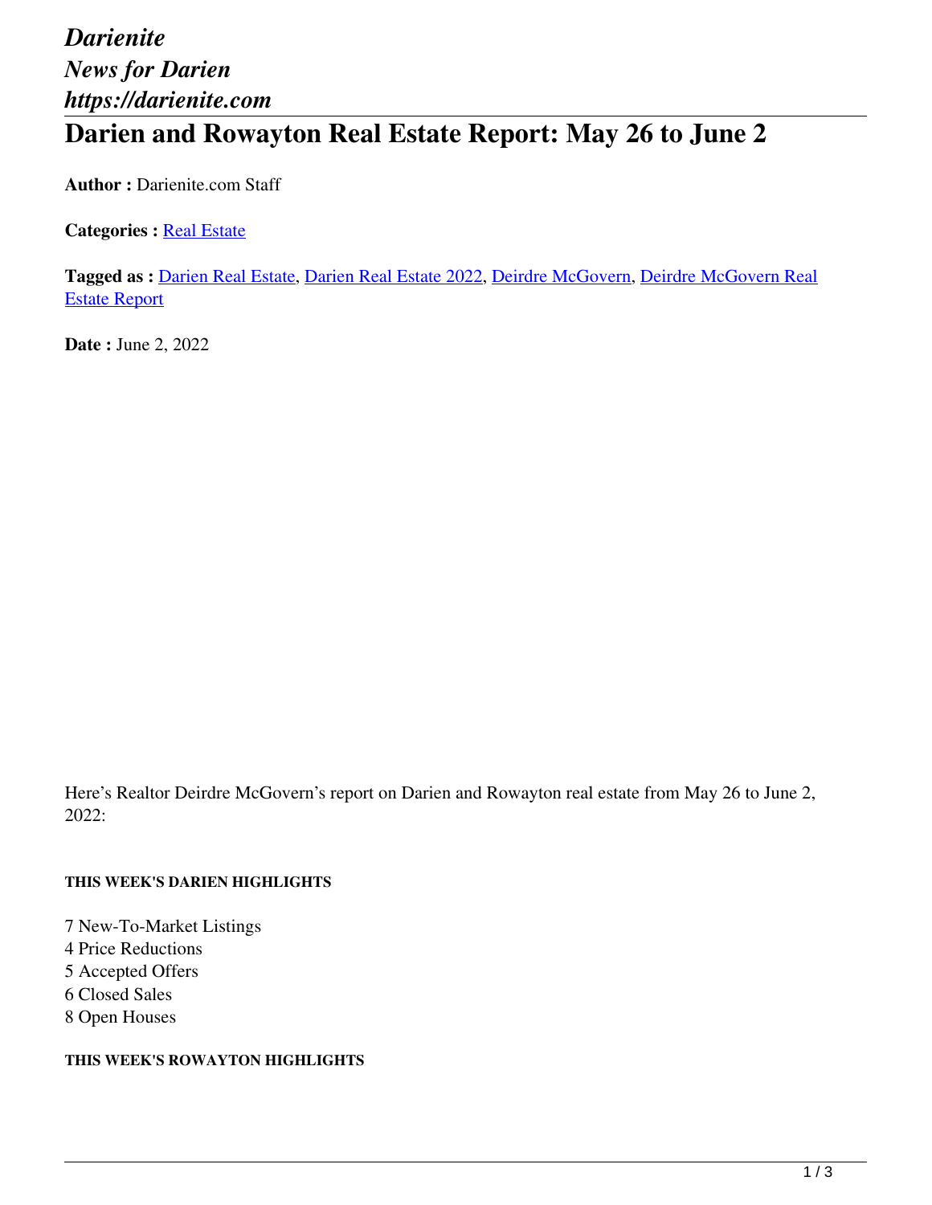*Darienite*
*News for Darien*
*https://darienite.com*

# Darien and Rowayton Real Estate Report: May 26 to June 2

**Author :** Darienite.com Staff

**Categories :** Real Estate

**Tagged as :** Darien Real Estate, Darien Real Estate 2022, Deirdre McGovern, Deirdre McGovern Real Estate Report

**Date :** June 2, 2022

Here's Realtor Deirdre McGovern's report on Darien and Rowayton real estate from May 26 to June 2, 2022:

##### THIS WEEK'S DARIEN HIGHLIGHTS

7 New-To-Market Listings
4 Price Reductions
5 Accepted Offers
6 Closed Sales
8 Open Houses

##### THIS WEEK'S ROWAYTON HIGHLIGHTS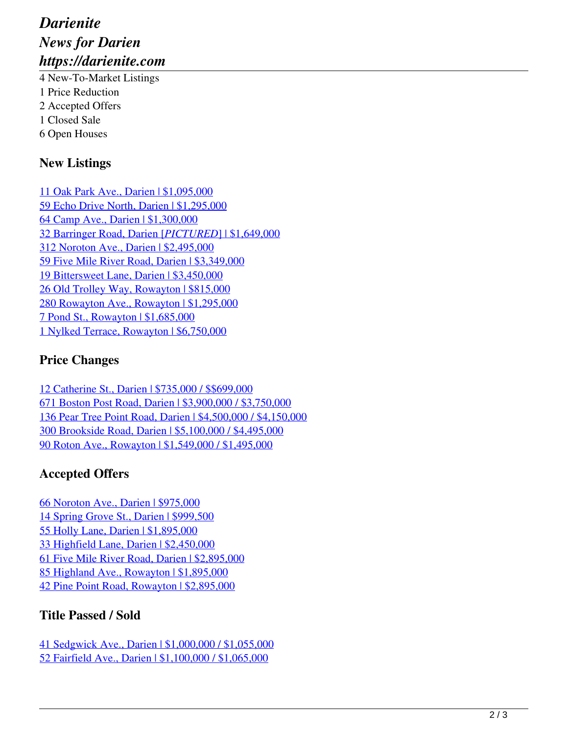4 New-To-Market Listings
1 Price Reduction
2 Accepted Offers
1 Closed Sale
6 Open Houses

### New Listings

[11 Oak Park Ave., Darien | $1,095,000]
[59 Echo Drive North, Darien | $1,295,000]
[64 Camp Ave., Darien | $1,300,000]
[32 Barringer Road, Darien [*PICTURED*] | $1,649,000]
[312 Noroton Ave., Darien | $2,495,000]
[59 Five Mile River Road, Darien | $3,349,000]
[19 Bittersweet Lane, Darien | $3,450,000]
[26 Old Trolley Way, Rowayton | $815,000]
[280 Rowayton Ave., Rowayton | $1,295,000]
[7 Pond St., Rowayton | $1,685,000]
[1 Nylked Terrace, Rowayton | $6,750,000]

### Price Changes

[12 Catherine St., Darien | $735,000 / $$699,000]
[671 Boston Post Road, Darien | $3,900,000 / $3,750,000]
[136 Pear Tree Point Road, Darien | $4,500,000 / $4,150,000]
[300 Brookside Road, Darien | $5,100,000 / $4,495,000]
[90 Roton Ave., Rowayton | $1,549,000 / $1,495,000]

### Accepted Offers

[66 Noroton Ave., Darien | $975,000]
[14 Spring Grove St., Darien | $999,500]
[55 Holly Lane, Darien | $1,895,000]
[33 Highfield Lane, Darien | $2,450,000]
[61 Five Mile River Road, Darien | $2,895,000]
[85 Highland Ave., Rowayton | $1,895,000]
[42 Pine Point Road, Rowayton | $2,895,000]

### Title Passed / Sold

[41 Sedgwick Ave., Darien | $1,000,000 / $1,055,000]
[52 Fairfield Ave., Darien | $1,100,000 / $1,065,000]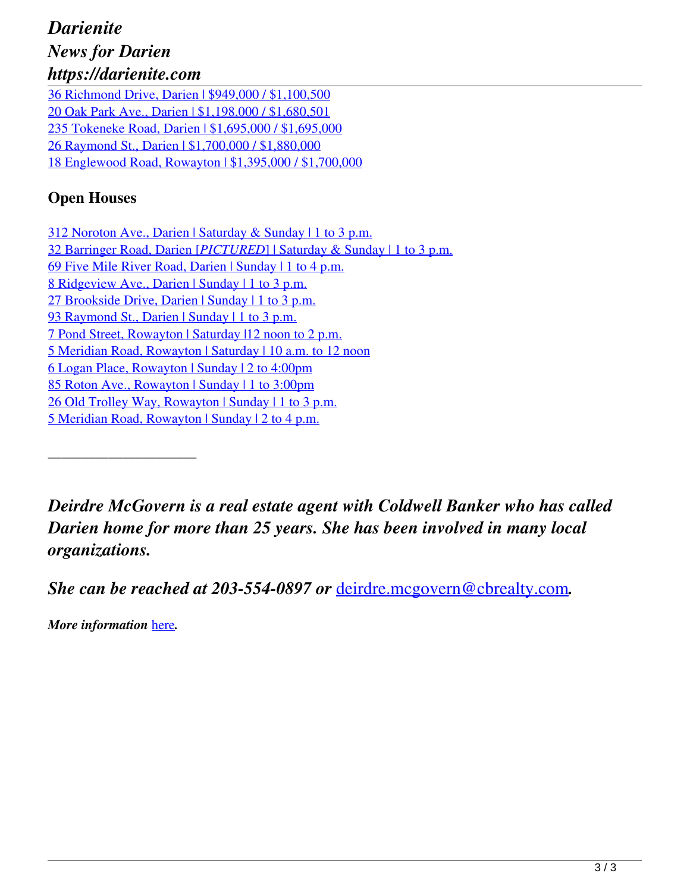36 Richmond Drive, Darien | $949,000 / $1,100,500
20 Oak Park Ave., Darien | $1,198,000 / $1,680,501
235 Tokeneke Road, Darien | $1,695,000 / $1,695,000
26 Raymond St., Darien | $1,700,000 / $1,880,000
18 Englewood Road, Rowayton | $1,395,000 / $1,700,000

### Open Houses

312 Noroton Ave., Darien | Saturday & Sunday | 1 to 3 p.m.
32 Barringer Road, Darien [*PICTURED*] | Saturday & Sunday | 1 to 3 p.m.
69 Five Mile River Road, Darien | Sunday | 1 to 4 p.m.
8 Ridgeview Ave., Darien | Sunday | 1 to 3 p.m.
27 Brookside Drive, Darien | Sunday | 1 to 3 p.m.
93 Raymond St., Darien | Sunday | 1 to 3 p.m.
7 Pond Street, Rowayton | Saturday |12 noon to 2 p.m.
5 Meridian Road, Rowayton | Saturday | 10 a.m. to 12 noon
6 Logan Place, Rowayton | Sunday | 2 to 4:00pm
85 Roton Ave., Rowayton | Sunday | 1 to 3:00pm
26 Old Trolley Way, Rowayton | Sunday | 1 to 3 p.m.
5 Meridian Road, Rowayton | Sunday | 2 to 4 p.m.

---

***Deirdre McGovern is a real estate agent with Coldwell Banker who has called Darien home for more than 25 years. She has been involved in many local organizations.***

***She can be reached at 203-554-0897 or** deirdre.mcgovern@cbrealty.com**.***

***More information** here**.***